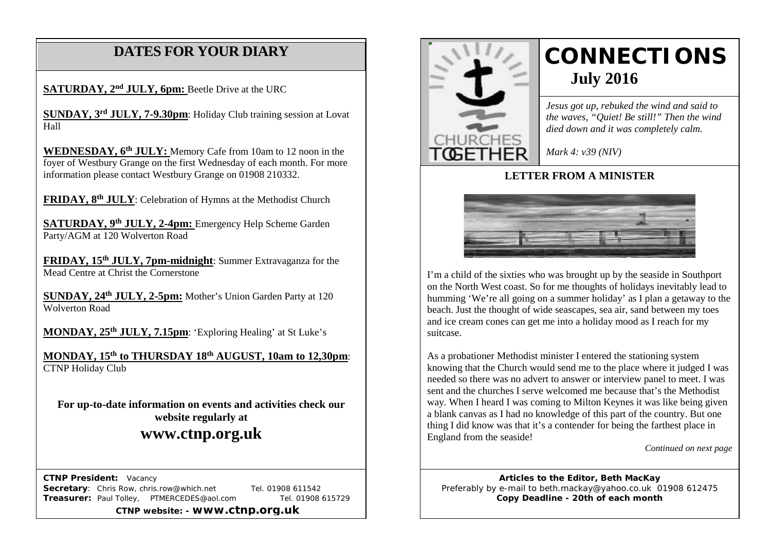# DATES FOR YOUR DIARY

**SATURDAY, 2nd JULY, 6pm:** Beetle Drive at the URC

**SUNDAY, 3rd JULY, 7-9.30pm**: Holiday Club training session at Lovat Hall

**WEDNESDAY, 6th JULY:** Memory Cafe from 10am to 12 noon in the foyer of Westbury Grange on the first Wednesday of each month. For more information please contact Westbury Grange on 01908 210332.

**FRIDAY, 8th JULY**: Celebration of Hymns at the Methodist Church

**SATURDAY, 9th JULY, 2-4pm:** Emergency Help Scheme Garden Party/AGM at 120 Wolverton Road

**FRIDAY, 15th JULY, 7pm-midnight**: Summer Extravaganza for the Mead Centre at Christ the Cornerstone

**SUNDAY, 24th JULY, 2-5pm:** Mother's Union Garden Party at 120 Wolverton Road

**MONDAY, 25th JULY, 7.15pm**: 'Exploring Healing' at St Luke's

**MONDAY, 15th to THURSDAY 18th AUGUST, 10am to 12,30pm**: CTNP Holiday Club

**For up-to-date information on events and activities check our website regularly at**

## www.ctnp.org.uk

**CTNP President:** Vacancy
**Secretary**: Chris Row, chris.row@which.net Tel. 01908 611542
**Treasurer:** Paul Tolley, PTMERCEDES@aol.com Tel. 01908 615729

**CTNP website: - www.ctnp.org.uk**

# CONNECTIONS

## July 2016

*Jesus got up, rebuked the wind and said to the waves, "Quiet! Be still!" Then the wind died down and it was completely calm.*

*Mark 4: v39 (NIV)*

## LETTER FROM A MINISTER

I'm a child of the sixties who was brought up by the seaside in Southport on the North West coast. So for me thoughts of holidays inevitably lead to humming 'We're all going on a summer holiday' as I plan a getaway to the beach. Just the thought of wide seascapes, sea air, sand between my toes and ice cream cones can get me into a holiday mood as I reach for my suitcase.

As a probationer Methodist minister I entered the stationing system knowing that the Church would send me to the place where it judged I was needed so there was no advert to answer or interview panel to meet. I was sent and the churches I serve welcomed me because that's the Methodist way. When I heard I was coming to Milton Keynes it was like being given a blank canvas as I had no knowledge of this part of the country. But one thing I did know was that it's a contender for being the farthest place in England from the seaside!

*Continued on next page*

**Articles to the Editor, Beth MacKay**
Preferably by e-mail to beth.mackay@yahoo.co.uk 01908 612475
**Copy Deadline - 20th of each month**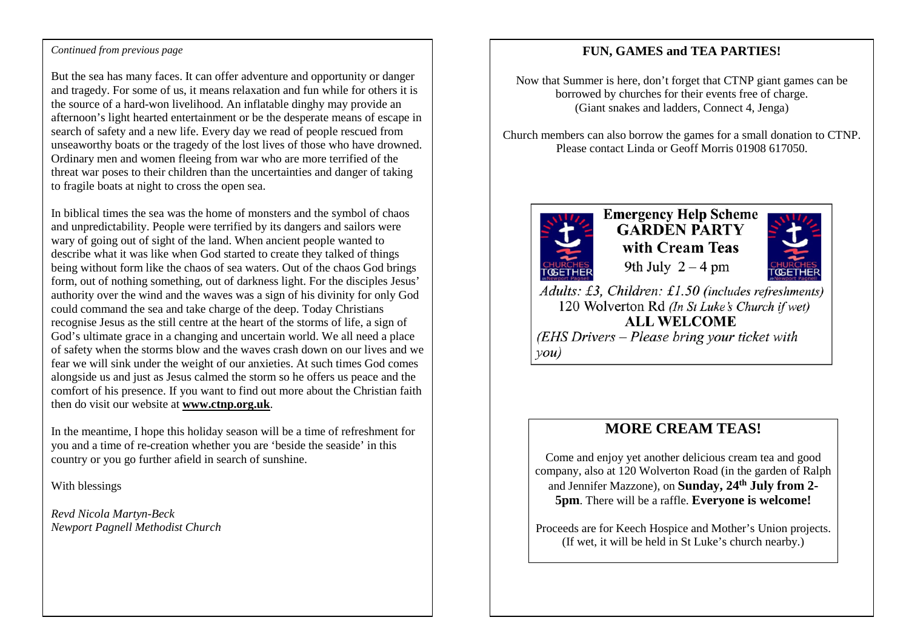*Continued from previous page*

But the sea has many faces. It can offer adventure and opportunity or danger and tragedy. For some of us, it means relaxation and fun while for others it is the source of a hard-won livelihood. An inflatable dinghy may provide an afternoon's light hearted entertainment or be the desperate means of escape in search of safety and a new life. Every day we read of people rescued from unseaworthy boats or the tragedy of the lost lives of those who have drowned. Ordinary men and women fleeing from war who are more terrified of the threat war poses to their children than the uncertainties and danger of taking to fragile boats at night to cross the open sea.

In biblical times the sea was the home of monsters and the symbol of chaos and unpredictability. People were terrified by its dangers and sailors were wary of going out of sight of the land. When ancient people wanted to describe what it was like when God started to create they talked of things being without form like the chaos of sea waters. Out of the chaos God brings form, out of nothing something, out of darkness light. For the disciples Jesus' authority over the wind and the waves was a sign of his divinity for only God could command the sea and take charge of the deep. Today Christians recognise Jesus as the still centre at the heart of the storms of life, a sign of God's ultimate grace in a changing and uncertain world. We all need a place of safety when the storms blow and the waves crash down on our lives and we fear we will sink under the weight of our anxieties. At such times God comes alongside us and just as Jesus calmed the storm so he offers us peace and the comfort of his presence. If you want to find out more about the Christian faith then do visit our website at **www.ctnp.org.uk**.

In the meantime, I hope this holiday season will be a time of refreshment for you and a time of re-creation whether you are 'beside the seaside' in this country or you go further afield in search of sunshine.

With blessings

*Revd Nicola Martyn-Beck*
*Newport Pagnell Methodist Church*

## FUN, GAMES and TEA PARTIES!

Now that Summer is here, don't forget that CTNP giant games can be borrowed by churches for their events free of charge. (Giant snakes and ladders, Connect 4, Jenga)

Church members can also borrow the games for a small donation to CTNP. Please contact Linda or Geoff Morris 01908 617050.

**Emergency Help Scheme**
**GARDEN PARTY**
**with Cream Teas**
9th July 2 – 4 pm

*Adults: £3, Children: £1.50 (includes refreshments)*
120 Wolverton Rd *(In St Luke's Church if wet)*
**ALL WELCOME**
*(EHS Drivers – Please bring your ticket with you)*

## MORE CREAM TEAS!

Come and enjoy yet another delicious cream tea and good company, also at 120 Wolverton Road (in the garden of Ralph and Jennifer Mazzone), on **Sunday, 24th July from 2-5pm**. There will be a raffle. **Everyone is welcome!**

Proceeds are for Keech Hospice and Mother's Union projects. (If wet, it will be held in St Luke's church nearby.)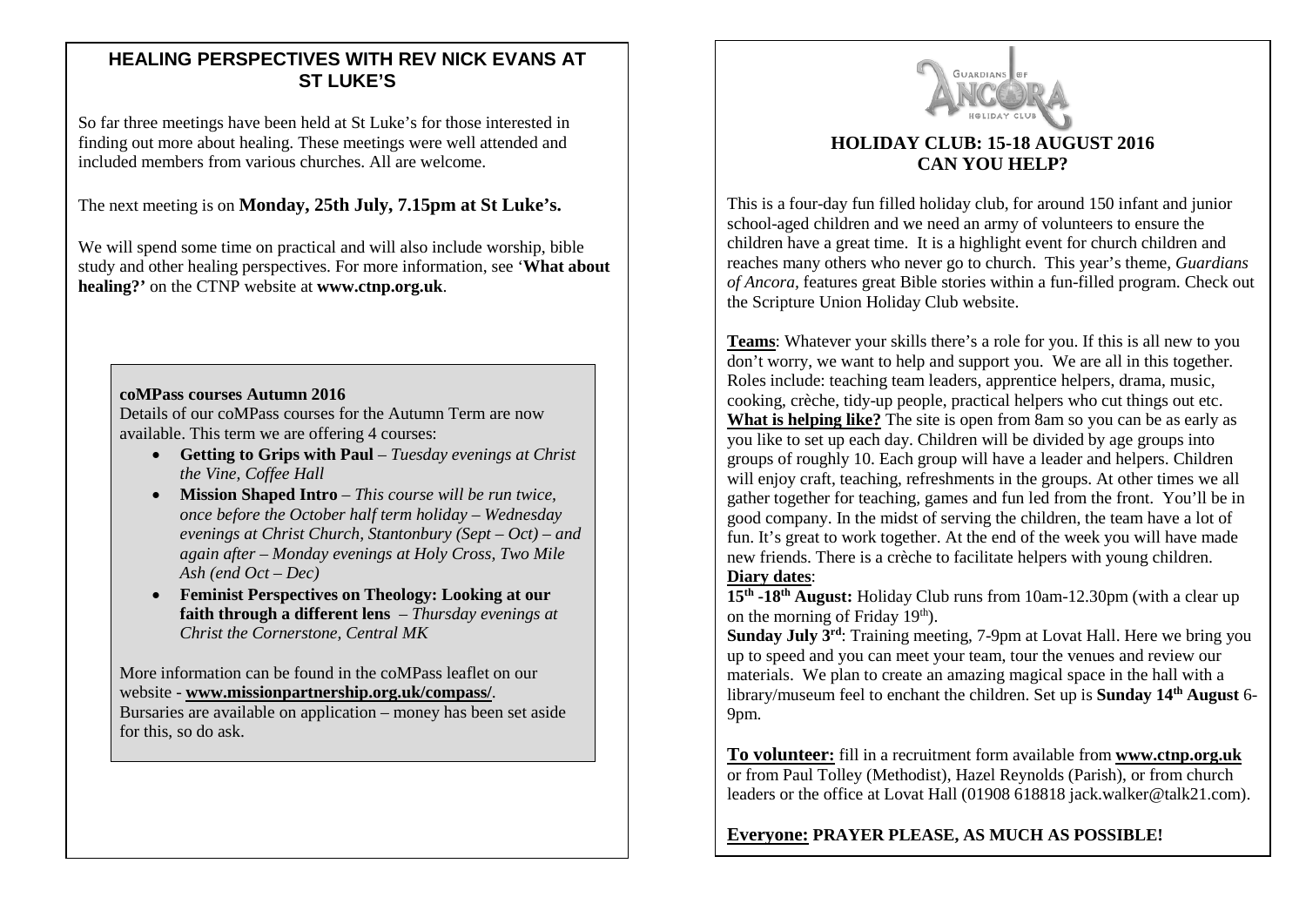## HEALING PERSPECTIVES WITH REV NICK EVANS AT ST LUKE'S

So far three meetings have been held at St Luke's for those interested in finding out more about healing. These meetings were well attended and included members from various churches. All are welcome.

The next meeting is on **Monday, 25th July, 7.15pm at St Luke's.**

We will spend some time on practical and will also include worship, bible study and other healing perspectives. For more information, see '**What about healing?'** on the CTNP website at **www.ctnp.org.uk**.

**coMPass courses Autumn 2016**

Details of our coMPass courses for the Autumn Term are now available. This term we are offering 4 courses:

- **Getting to Grips with Paul** – *Tuesday evenings at Christ the Vine, Coffee Hall*
- **Mission Shaped Intro** – *This course will be run twice, once before the October half term holiday – Wednesday evenings at Christ Church, Stantonbury (Sept – Oct) – and again after – Monday evenings at Holy Cross, Two Mile Ash (end Oct – Dec)*
- **Feminist Perspectives on Theology: Looking at our faith through a different lens** – *Thursday evenings at Christ the Cornerstone, Central MK*

More information can be found in the coMPass leaflet on our website - **www.missionpartnership.org.uk/compass/**. Bursaries are available on application – money has been set aside for this, so do ask.

## HOLIDAY CLUB: 15-18 AUGUST 2016 CAN YOU HELP?

This is a four-day fun filled holiday club, for around 150 infant and junior school-aged children and we need an army of volunteers to ensure the children have a great time. It is a highlight event for church children and reaches many others who never go to church. This year's theme, *Guardians of Ancora,* features great Bible stories within a fun-filled program. Check out the Scripture Union Holiday Club website.

**Teams**: Whatever your skills there's a role for you. If this is all new to you don't worry, we want to help and support you. We are all in this together. Roles include: teaching team leaders, apprentice helpers, drama, music, cooking, crèche, tidy-up people, practical helpers who cut things out etc.

**What is helping like?** The site is open from 8am so you can be as early as you like to set up each day. Children will be divided by age groups into groups of roughly 10. Each group will have a leader and helpers. Children will enjoy craft, teaching, refreshments in the groups. At other times we all gather together for teaching, games and fun led from the front. You'll be in good company. In the midst of serving the children, the team have a lot of fun. It's great to work together. At the end of the week you will have made new friends. There is a crèche to facilitate helpers with young children.

**Diary dates**:

**15th -18th August:** Holiday Club runs from 10am-12.30pm (with a clear up on the morning of Friday 19th).

**Sunday July 3rd**: Training meeting, 7-9pm at Lovat Hall. Here we bring you up to speed and you can meet your team, tour the venues and review our materials. We plan to create an amazing magical space in the hall with a library/museum feel to enchant the children. Set up is **Sunday 14th August** 6-9pm.

**To volunteer:** fill in a recruitment form available from **www.ctnp.org.uk** or from Paul Tolley (Methodist), Hazel Reynolds (Parish), or from church leaders or the office at Lovat Hall (01908 618818 jack.walker@talk21.com).

**Everyone: PRAYER PLEASE, AS MUCH AS POSSIBLE!**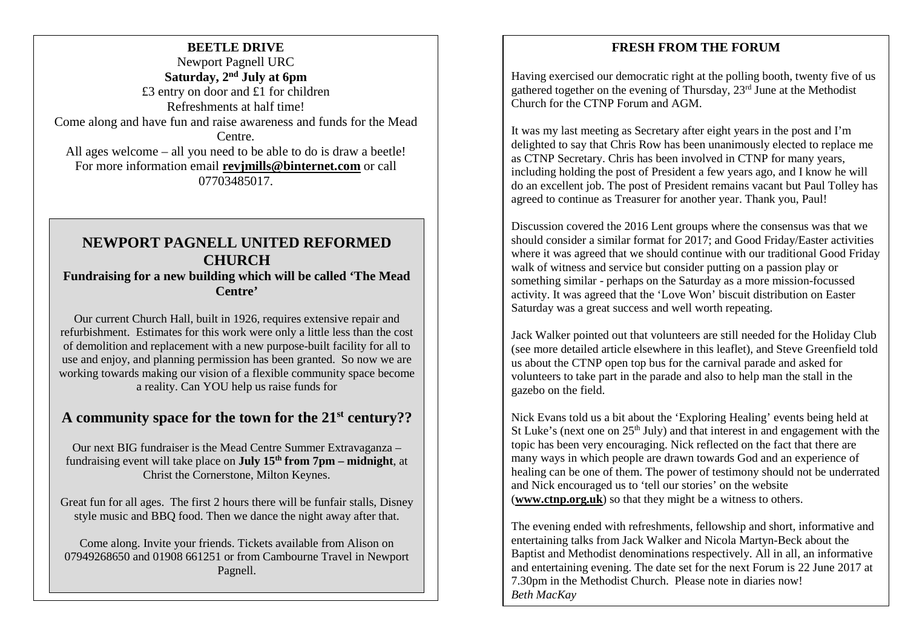## BEETLE DRIVE

Newport Pagnell URC

**Saturday, 2nd July at 6pm**

£3 entry on door and £1 for children

Refreshments at half time!

Come along and have fun and raise awareness and funds for the Mead Centre.

All ages welcome – all you need to be able to do is draw a beetle!

For more information email **revjmills@binternet.com** or call 07703485017.

## NEWPORT PAGNELL UNITED REFORMED CHURCH

**Fundraising for a new building which will be called 'The Mead Centre'**

Our current Church Hall, built in 1926, requires extensive repair and refurbishment. Estimates for this work were only a little less than the cost of demolition and replacement with a new purpose-built facility for all to use and enjoy, and planning permission has been granted. So now we are working towards making our vision of a flexible community space become a reality. Can YOU help us raise funds for

## A community space for the town for the 21st century??

Our next BIG fundraiser is the Mead Centre Summer Extravaganza – fundraising event will take place on **July 15th from 7pm – midnight**, at Christ the Cornerstone, Milton Keynes.

Great fun for all ages. The first 2 hours there will be funfair stalls, Disney style music and BBQ food. Then we dance the night away after that.

Come along. Invite your friends. Tickets available from Alison on 07949268650 and 01908 661251 or from Cambourne Travel in Newport Pagnell.

## FRESH FROM THE FORUM

Having exercised our democratic right at the polling booth, twenty five of us gathered together on the evening of Thursday, 23rd June at the Methodist Church for the CTNP Forum and AGM.

It was my last meeting as Secretary after eight years in the post and I'm delighted to say that Chris Row has been unanimously elected to replace me as CTNP Secretary. Chris has been involved in CTNP for many years, including holding the post of President a few years ago, and I know he will do an excellent job. The post of President remains vacant but Paul Tolley has agreed to continue as Treasurer for another year. Thank you, Paul!

Discussion covered the 2016 Lent groups where the consensus was that we should consider a similar format for 2017; and Good Friday/Easter activities where it was agreed that we should continue with our traditional Good Friday walk of witness and service but consider putting on a passion play or something similar - perhaps on the Saturday as a more mission-focussed activity. It was agreed that the 'Love Won' biscuit distribution on Easter Saturday was a great success and well worth repeating.

Jack Walker pointed out that volunteers are still needed for the Holiday Club (see more detailed article elsewhere in this leaflet), and Steve Greenfield told us about the CTNP open top bus for the carnival parade and asked for volunteers to take part in the parade and also to help man the stall in the gazebo on the field.

Nick Evans told us a bit about the 'Exploring Healing' events being held at St Luke's (next one on 25th July) and that interest in and engagement with the topic has been very encouraging. Nick reflected on the fact that there are many ways in which people are drawn towards God and an experience of healing can be one of them. The power of testimony should not be underrated and Nick encouraged us to 'tell our stories' on the website (**www.ctnp.org.uk**) so that they might be a witness to others.

The evening ended with refreshments, fellowship and short, informative and entertaining talks from Jack Walker and Nicola Martyn-Beck about the Baptist and Methodist denominations respectively. All in all, an informative and entertaining evening. The date set for the next Forum is 22 June 2017 at 7.30pm in the Methodist Church. Please note in diaries now!

*Beth MacKay*